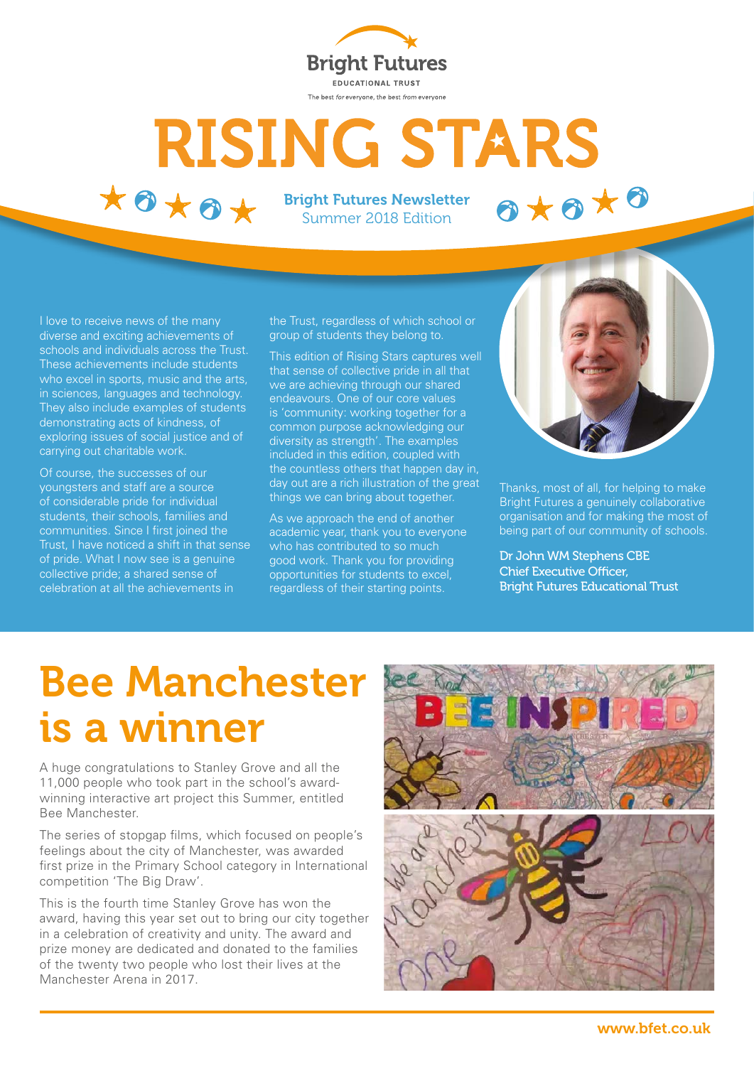Bright Futures

EDUCATIONAL TRUST

The best *for* everyone, the best *from* everyone

# RISING STARS

**Bright Futures Newsletter**
Summer 2018 Edition

I love to receive news of the many diverse and exciting achievements of schools and individuals across the Trust. These achievements include students who excel in sports, music and the arts, in sciences, languages and technology. They also include examples of students demonstrating acts of kindness, of considerable pride for individual students, their schools, families and communities. Since I first joined the Trust, I have noticed a shift in that sense of pride. What I now see is a genuine collective pride; a shared sense of celebration at all the achievements in the Trust, regardless of which school or group of students they belong to.

Of course, the successes of our youngsters and staff are a source of considerable pride for individual students, their schools, families and communities. Since I first joined the Trust, I have noticed a shift in that sense of pride. What I now see is a genuine collective pride; a shared sense of celebration at all the achievements in the Trust, regardless of which school or group of students they belong to.

This edition of Rising Stars captures well that sense of collective pride in all that we are achieving through our shared endeavours. One of our core values is 'community: working together for a common purpose acknowledging our diversity as strength'. The examples included in this edition, coupled with the countless others that happen day in, day out are a rich illustration of the great things we can bring about together.

As we approach the end of another academic year, thank you to everyone who has contributed to so much good work. Thank you for providing opportunities for students to excel, regardless of their starting points.

Thanks, most of all, for helping to make Bright Futures a genuinely collaborative organisation and for making the most of being part of our community of schools.

**Dr John WM Stephens CBE**
**Chief Executive Officer,**
**Bright Futures Educational Trust**

# Bee Manchester is a winner

A huge congratulations to Stanley Grove and all the 11,000 people who took part in the school's award-winning interactive art project this Summer, entitled Bee Manchester.

The series of stopgap films, which focused on people's feelings about the city of Manchester, was awarded first prize in the Primary School category in International competition 'The Big Draw'.

This is the fourth time Stanley Grove has won the award, having this year set out to bring our city together in a celebration of creativity and unity. The award and prize money are dedicated and donated to the families of the twenty two people who lost their lives at the Manchester Arena in 2017.

www.bfet.co.uk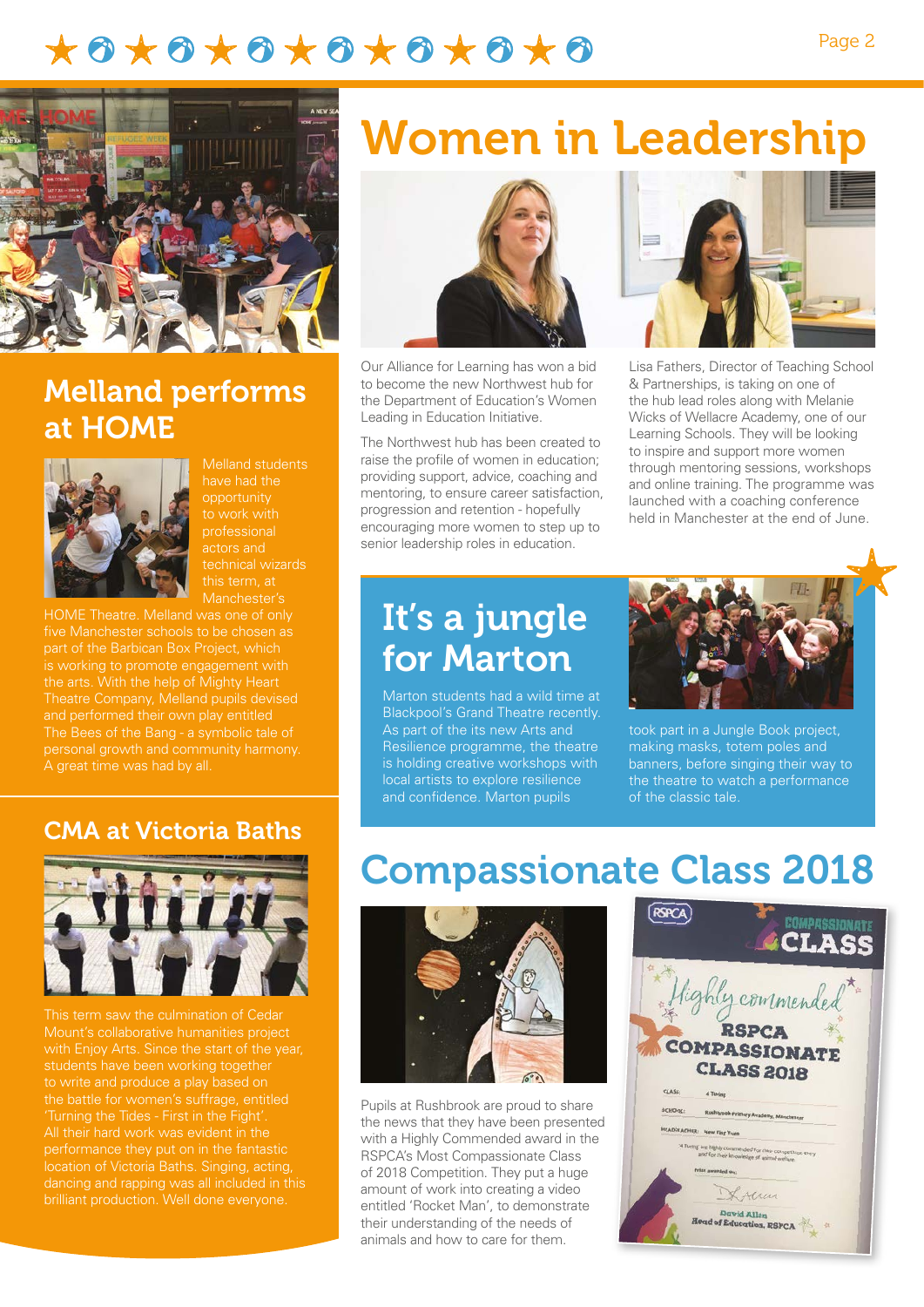# Women in Leadership

Our Alliance for Learning has won a bid to become the new Northwest hub for the Department of Education's Women Leading in Education Initiative.

The Northwest hub has been created to raise the profile of women in education; providing support, advice, coaching and mentoring, to ensure career satisfaction, progression and retention - hopefully encouraging more women to step up to senior leadership roles in education.

Lisa Fathers, Director of Teaching School & Partnerships, is taking on one of the hub lead roles along with Melanie Wicks of Wellacre Academy, one of our Learning Schools. They will be looking to inspire and support more women through mentoring sessions, workshops and online training. The programme was launched with a coaching conference held in Manchester at the end of June.

## Melland performs at HOME

Melland students have had the opportunity to work with professional actors and technical wizards this term, at Manchester's HOME Theatre. Melland was one of only five Manchester schools to be chosen as part of the Barbican Box Project, which is working to promote engagement with the arts. With the help of Mighty Heart Theatre Company, Melland pupils devised and performed their own play entitled The Bees of the Bang - a symbolic tale of personal growth and community harmony. A great time was had by all.

## It's a jungle for Marton

Marton students had a wild time at Blackpool's Grand Theatre recently. As part of the its new Arts and Resilience programme, the theatre is holding creative workshops with local artists to explore resilience and confidence. Marton pupils took part in a Jungle Book project, making masks, totem poles and banners, before singing their way to the theatre to watch a performance of the classic tale.

## CMA at Victoria Baths

This term saw the culmination of Cedar Mount's collaborative humanities project with Enjoy Arts. Since the start of the year, students have been working together to write and produce a play based on the battle for women's suffrage, entitled 'Turning the Tides - First in the Fight'. All their hard work was evident in the performance they put on in the fantastic location of Victoria Baths. Singing, acting, dancing and rapping was all included in this brilliant production. Well done everyone.

# Compassionate Class 2018

Pupils at Rushbrook are proud to share the news that they have been presented with a Highly Commended award in the RSPCA's Most Compassionate Class of 2018 Competition. They put a huge amount of work into creating a video entitled 'Rocket Man', to demonstrate their understanding of the needs of animals and how to care for them.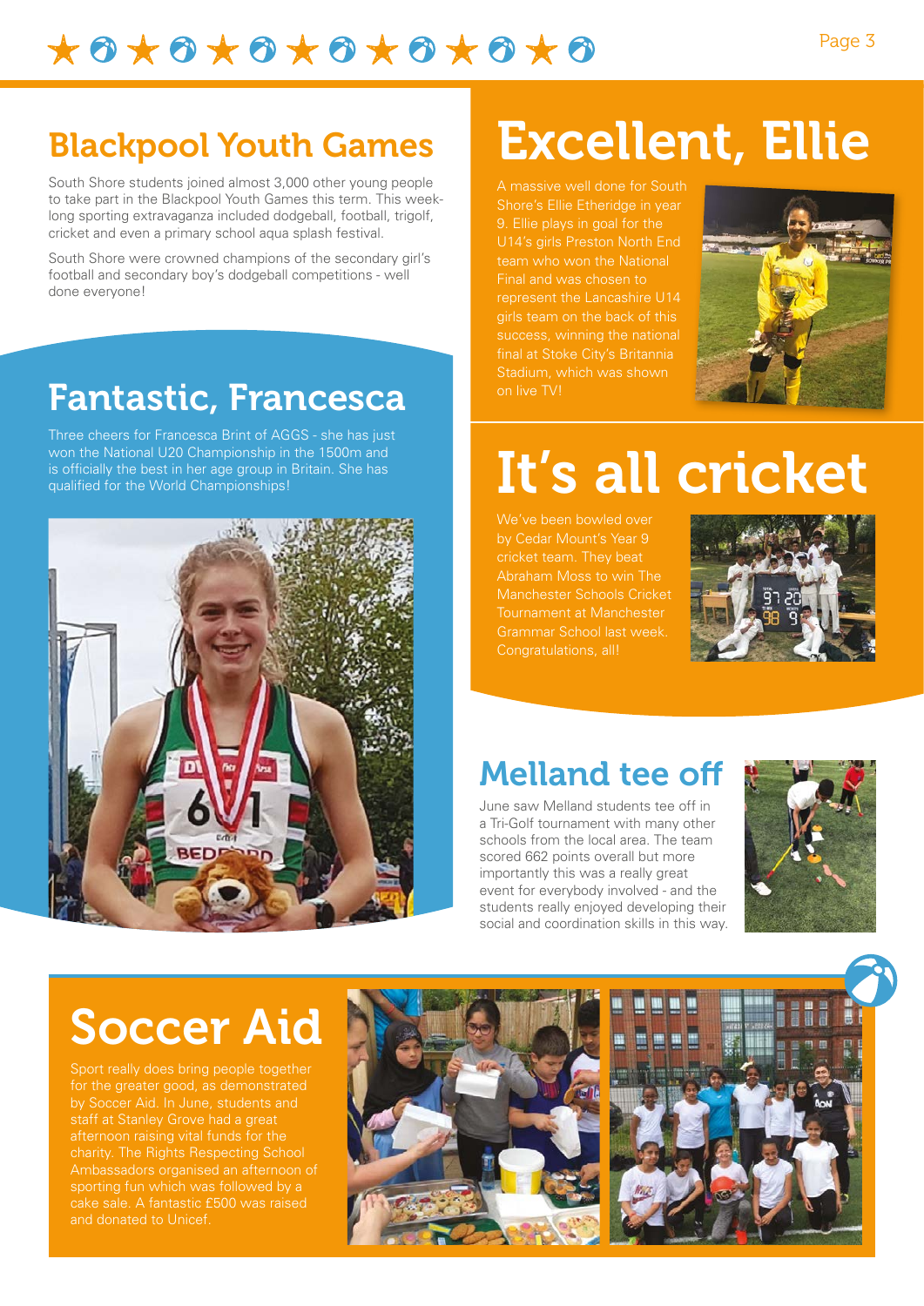## Blackpool Youth Games

South Shore students joined almost 3,000 other young people to take part in the Blackpool Youth Games this term. This week-long sporting extravaganza included dodgeball, football, trigolf, cricket and even a primary school aqua splash festival.

South Shore were crowned champions of the secondary girl's football and secondary boy's dodgeball competitions - well done everyone!

## Fantastic, Francesca

Three cheers for Francesca Brint of AGGS - she has just won the National U20 Championship in the 1500m and is officially the best in her age group in Britain. She has qualified for the World Championships!

## Excellent, Ellie

A massive well done for South Shore's Ellie Etheridge in year 9. Ellie plays in goal for the U14's girls Preston North End team who won the National Final and was chosen to represent the Lancashire U14 girls team on the back of this success, winning the national final at Stoke City's Britannia Stadium, which was shown on live TV!

## It's all cricket

We've been bowled over by Cedar Mount's Year 9 cricket team. They beat Abraham Moss to win The Manchester Schools Cricket Tournament at Manchester Grammar School last week. Congratulations, all!

## Melland tee off

June saw Melland students tee off in a Tri-Golf tournament with many other schools from the local area. The team scored 662 points overall but more importantly this was a really great event for everybody involved - and the students really enjoyed developing their social and coordination skills in this way.

## Soccer Aid

Sport really does bring people together for the greater good, as demonstrated by Soccer Aid. In June, students and staff at Stanley Grove had a great afternoon raising vital funds for the charity. The Rights Respecting School Ambassadors organised an afternoon of sporting fun which was followed by a cake sale. A fantastic £500 was raised and donated to Unicef.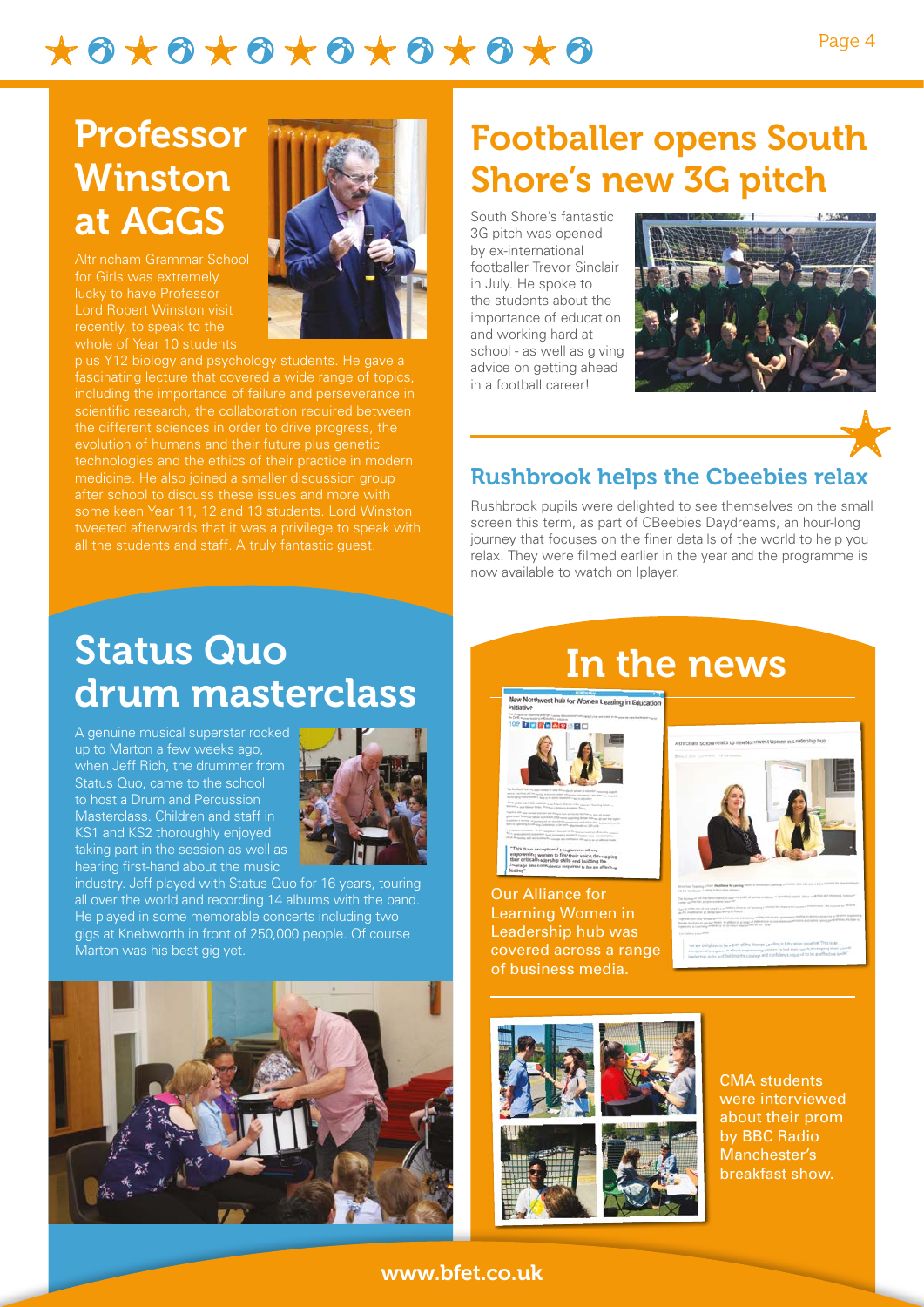## Professor Winston at AGGS

Altrincham Grammar School for Girls was extremely lucky to have Professor Lord Robert Winston visit recently, to speak to the whole of Year 10 students plus Y12 biology and psychology students. He gave a fascinating lecture that covered a wide range of topics, including the importance of failure and perseverance in scientific research, the collaboration required between the different sciences in order to drive progress, the evolution of humans and their future plus genetic technologies and the ethics of their practice in modern medicine. He also joined a smaller discussion group after school to discuss these issues and more with some keen Year 11, 12 and 13 students. Lord Winston tweeted afterwards that it was a privilege to speak with all the students and staff. A truly fantastic guest.

## Footballer opens South Shore's new 3G pitch

South Shore's fantastic 3G pitch was opened by ex-international footballer Trevor Sinclair in July. He spoke to the students about the importance of education and working hard at school - as well as giving advice on getting ahead in a football career!

### Rushbrook helps the Cbeebies relax

Rushbrook pupils were delighted to see themselves on the small screen this term, as part of CBeebies Daydreams, an hour-long journey that focuses on the finer details of the world to help you relax. They were filmed earlier in the year and the programme is now available to watch on Iplayer.

## Status Quo drum masterclass

A genuine musical superstar rocked up to Marton a few weeks ago, when Jeff Rich, the drummer from Status Quo, came to the school to host a Drum and Percussion Masterclass. Children and staff in KS1 and KS2 thoroughly enjoyed taking part in the session as well as hearing first-hand about the music industry. Jeff played with Status Quo for 16 years, touring all over the world and recording 14 albums with the band. He played in some memorable concerts including two gigs at Knebworth in front of 250,000 people. Of course Marton was his best gig yet.

## In the news

Our Alliance for Learning Women in Leadership hub was covered across a range of business media.

CMA students were interviewed about their prom by BBC Radio Manchester's breakfast show.

www.bfet.co.uk